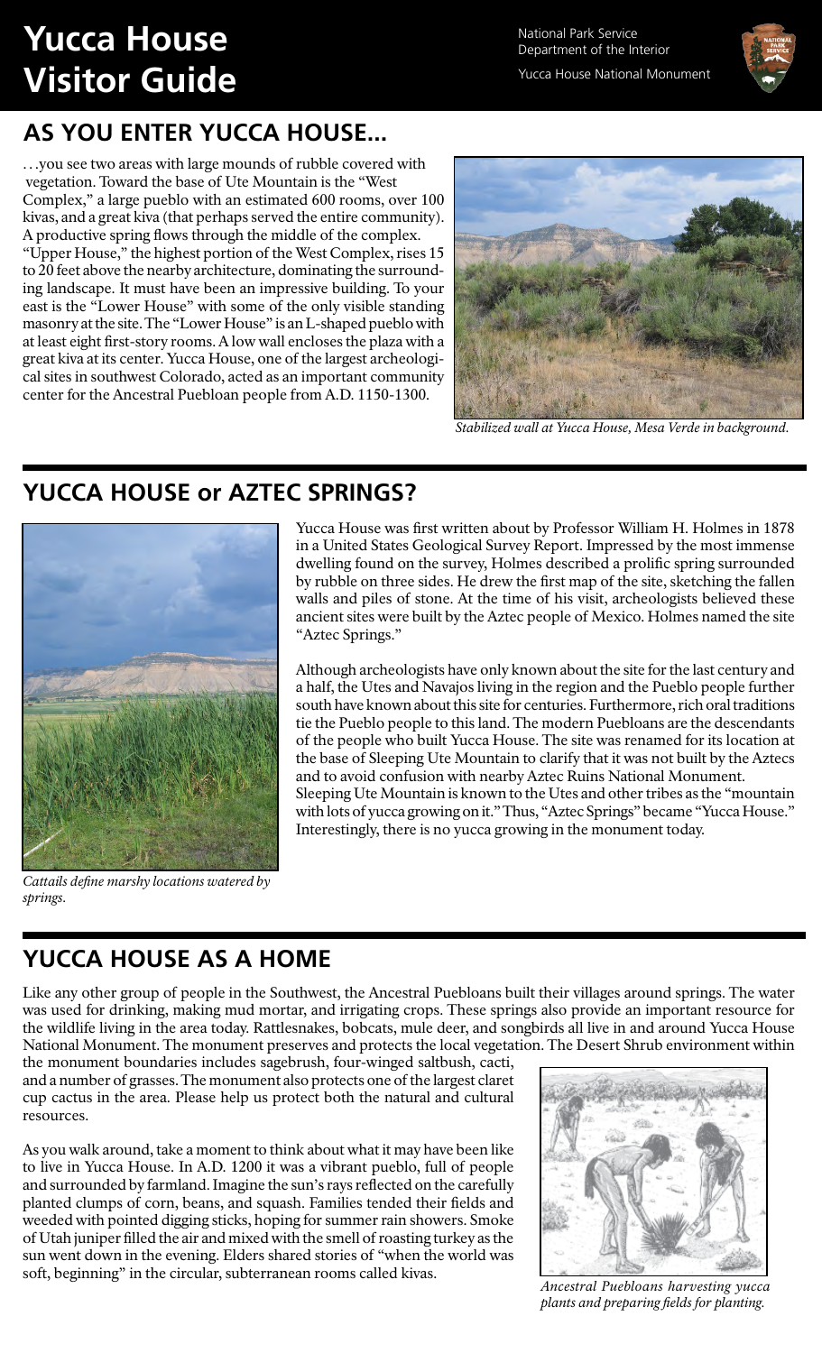# Yucca House Visitor Guide

National Park Service
Department of the Interior
Yucca House National Monument

## AS YOU ENTER YUCCA HOUSE...

. . .you see two areas with large mounds of rubble covered with vegetation. Toward the base of Ute Mountain is the "West Complex," a large pueblo with an estimated 600 rooms, over 100 kivas, and a great kiva (that perhaps served the entire community). A productive spring flows through the middle of the complex. "Upper House," the highest portion of the West Complex, rises 15 to 20 feet above the nearby architecture, dominating the surrounding landscape. It must have been an impressive building. To your east is the "Lower House" with some of the only visible standing masonry at the site. The "Lower House" is an L-shaped pueblo with at least eight first-story rooms. A low wall encloses the plaza with a great kiva at its center. Yucca House, one of the largest archeological sites in southwest Colorado, acted as an important community center for the Ancestral Puebloan people from A.D. 1150-1300.

*Stabilized wall at Yucca House, Mesa Verde in background.*

## YUCCA HOUSE or AZTEC SPRINGS?

Yucca House was first written about by Professor William H. Holmes in 1878 in a United States Geological Survey Report. Impressed by the most immense dwelling found on the survey, Holmes described a prolific spring surrounded by rubble on three sides. He drew the first map of the site, sketching the fallen walls and piles of stone. At the time of his visit, archeologists believed these ancient sites were built by the Aztec people of Mexico. Holmes named the site "Aztec Springs."

Although archeologists have only known about the site for the last century and a half, the Utes and Navajos living in the region and the Pueblo people further south have known about this site for centuries. Furthermore, rich oral traditions tie the Pueblo people to this land. The modern Puebloans are the descendants of the people who built Yucca House. The site was renamed for its location at the base of Sleeping Ute Mountain to clarify that it was not built by the Aztecs and to avoid confusion with nearby Aztec Ruins National Monument. Sleeping Ute Mountain is known to the Utes and other tribes as the "mountain with lots of yucca growing on it." Thus, "Aztec Springs" became "Yucca House." Interestingly, there is no yucca growing in the monument today.

*Cattails define marshy locations watered by springs.*

## YUCCA HOUSE AS A HOME

Like any other group of people in the Southwest, the Ancestral Puebloans built their villages around springs. The water was used for drinking, making mud mortar, and irrigating crops. These springs also provide an important resource for the wildlife living in the area today. Rattlesnakes, bobcats, mule deer, and songbirds all live in and around Yucca House National Monument. The monument preserves and protects the local vegetation. The Desert Shrub environment within the monument boundaries includes sagebrush, four-winged saltbush, cacti, and a number of grasses. The monument also protects one of the largest claret cup cactus in the area. Please help us protect both the natural and cultural resources.

As you walk around, take a moment to think about what it may have been like to live in Yucca House. In A.D. 1200 it was a vibrant pueblo, full of people and surrounded by farmland. Imagine the sun's rays reflected on the carefully planted clumps of corn, beans, and squash. Families tended their fields and weeded with pointed digging sticks, hoping for summer rain showers. Smoke of Utah juniper filled the air and mixed with the smell of roasting turkey as the sun went down in the evening. Elders shared stories of "when the world was soft, beginning" in the circular, subterranean rooms called kivas.

*Ancestral Puebloans harvesting yucca plants and preparing fields for planting.*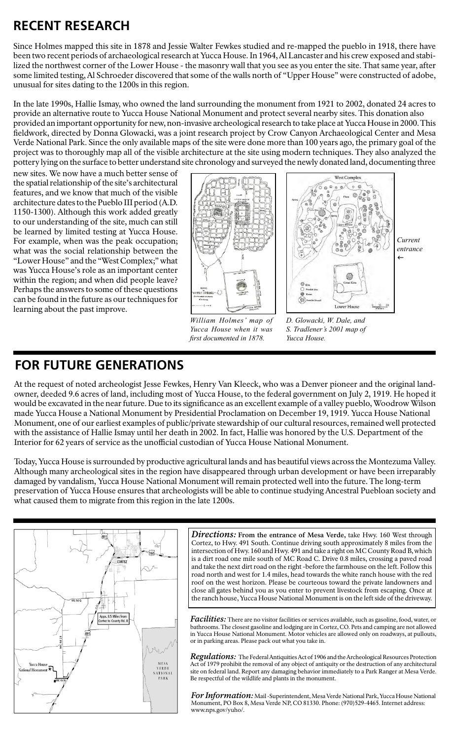## RECENT RESEARCH

Since Holmes mapped this site in 1878 and Jessie Walter Fewkes studied and re-mapped the pueblo in 1918, there have been two recent periods of archaeological research at Yucca House. In 1964, Al Lancaster and his crew exposed and stabilized the northwest corner of the Lower House - the masonry wall that you see as you enter the site. That same year, after some limited testing, Al Schroeder discovered that some of the walls north of "Upper House" were constructed of adobe, unusual for sites dating to the 1200s in this region.

In the late 1990s, Hallie Ismay, who owned the land surrounding the monument from 1921 to 2002, donated 24 acres to provide an alternative route to Yucca House National Monument and protect several nearby sites. This donation also provided an important opportunity for new, non-invasive archeological research to take place at Yucca House in 2000. This fieldwork, directed by Donna Glowacki, was a joint research project by Crow Canyon Archaeological Center and Mesa Verde National Park. Since the only available maps of the site were done more than 100 years ago, the primary goal of the project was to thoroughly map all of the visible architecture at the site using modern techniques. They also analyzed the pottery lying on the surface to better understand site chronology and surveyed the newly donated land, documenting three new sites. We now have a much better sense of the spatial relationship of the site's architectural features, and we know that much of the visible architecture dates to the Pueblo III period (A.D. 1150-1300). Although this work added greatly to our understanding of the site, much can still be learned by limited testing at Yucca House. For example, when was the peak occupation; what was the social relationship between the "Lower House" and the "West Complex;" what was Yucca House's role as an important center within the region; and when did people leave? Perhaps the answers to some of these questions can be found in the future as our techniques for learning about the past improve.

*William Holmes' map of Yucca House when it was first documented in 1878.*

*D. Glowacki, W. Dale, and S. Tradlener's 2001 map of Yucca House.*

West Complex

Current entrance ←

Lower House

## FOR FUTURE GENERATIONS

At the request of noted archeologist Jesse Fewkes, Henry Van Kleeck, who was a Denver pioneer and the original landowner, deeded 9.6 acres of land, including most of Yucca House, to the federal government on July 2, 1919. He hoped it would be excavated in the near future. Due to its significance as an excellent example of a valley pueblo, Woodrow Wilson made Yucca House a National Monument by Presidential Proclamation on December 19, 1919. Yucca House National Monument, one of our earliest examples of public/private stewardship of our cultural resources, remained well protected with the assistance of Hallie Ismay until her death in 2002. In fact, Hallie was honored by the U.S. Department of the Interior for 62 years of service as the unofficial custodian of Yucca House National Monument.

Today, Yucca House is surrounded by productive agricultural lands and has beautiful views across the Montezuma Valley. Although many archeological sites in the region have disappeared through urban development or have been irreparably damaged by vandalism, Yucca House National Monument will remain protected well into the future. The long-term preservation of Yucca House ensures that archeologists will be able to continue studying Ancestral Puebloan society and what caused them to migrate from this region in the late 1200s.

491

160

CORTEZ

MC Rd G

Appx. 8.5 Miles from Cortez to County Rd. B

491

MC Rd 25

Yucca House National Monument

MC Rd B

MESA VERDE NATIONAL PARK

***Directions:*** **From the entrance of Mesa Verde,** take Hwy. 160 West through Cortez, to Hwy. 491 South. Continue driving south approximately 8 miles from the intersection of Hwy. 160 and Hwy. 491 and take a right on MC County Road B, which is a dirt road one mile south of MC Road C. Drive 0.8 miles, crossing a paved road and take the next dirt road on the right -before the farmhouse on the left. Follow this road north and west for 1.4 miles, head towards the white ranch house with the red roof on the west horizon. Please be courteous toward the private landowners and close all gates behind you as you enter to prevent livestock from escaping. Once at the ranch house, Yucca House National Monument is on the left side of the driveway.

***Facilities:*** There are no visitor facilities or services available, such as gasoline, food, water, or bathrooms. The closest gasoline and lodging are in Cortez, CO. Pets and camping are not allowed in Yucca House National Monument. Motor vehicles are allowed only on roadways, at pullouts, or in parking areas. Please pack out what you take in.

***Regulations:*** The Federal Antiquities Act of 1906 and the Archeological Resources Protection Act of 1979 prohibit the removal of any object of antiquity or the destruction of any architectural site on federal land. Report any damaging behavior immediately to a Park Ranger at Mesa Verde. Be respectful of the wildlife and plants in the monument.

***For Information:*** Mail -Superintendent, Mesa Verde National Park, Yucca House National Monument, PO Box 8, Mesa Verde NP, CO 81330. Phone: (970)529-4465. Internet address: www.nps.gov/yuho/.